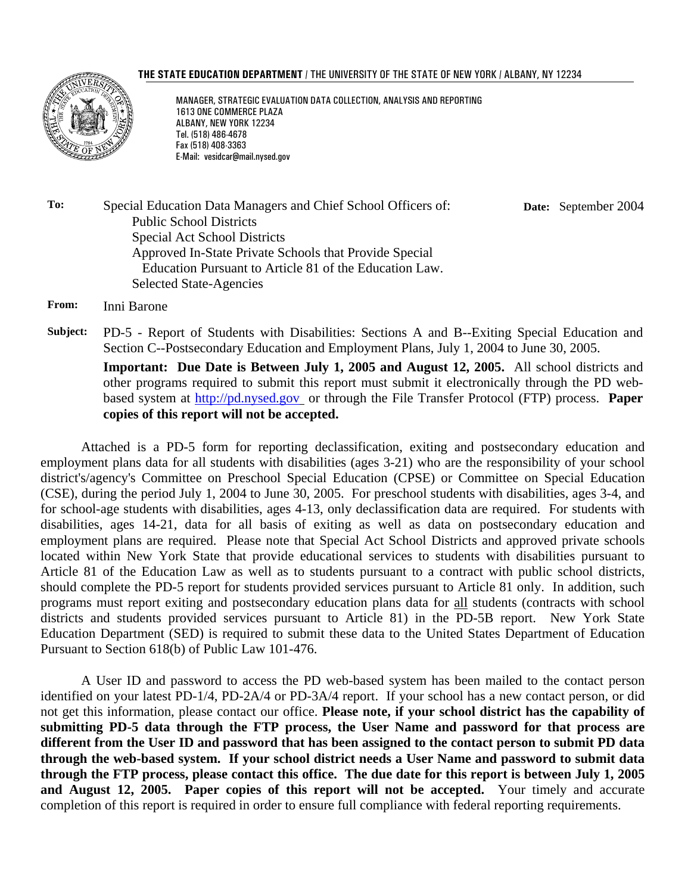**THE STATE EDUCATION DEPARTMENT** / THE UNIVERSITY OF THE STATE OF NEW YORK / ALBANY, NY 12234

MANAGER, STRATEGIC EVALUATION DATA COLLECTION, ANALYSIS AND REPORTING
1613 ONE COMMERCE PLAZA
ALBANY, NEW YORK 12234
Tel. (518) 486-4678
Fax (518) 408-3363
E-Mail: vesidcar@mail.nysed.gov

**To:** Special Education Data Managers and Chief School Officers of:
Public School Districts
Special Act School Districts
Approved In-State Private Schools that Provide Special Education Pursuant to Article 81 of the Education Law.
Selected State-Agencies

**Date:** September 2004

**From:** Inni Barone

**Subject:** PD-5 - Report of Students with Disabilities: Sections A and B--Exiting Special Education and Section C--Postsecondary Education and Employment Plans, July 1, 2004 to June 30, 2005.

**Important: Due Date is Between July 1, 2005 and August 12, 2005.** All school districts and other programs required to submit this report must submit it electronically through the PD web-based system at http://pd.nysed.gov or through the File Transfer Protocol (FTP) process. **Paper copies of this report will not be accepted.**

Attached is a PD-5 form for reporting declassification, exiting and postsecondary education and employment plans data for all students with disabilities (ages 3-21) who are the responsibility of your school district's/agency's Committee on Preschool Special Education (CPSE) or Committee on Special Education (CSE), during the period July 1, 2004 to June 30, 2005. For preschool students with disabilities, ages 3-4, and for school-age students with disabilities, ages 4-13, only declassification data are required. For students with disabilities, ages 14-21, data for all basis of exiting as well as data on postsecondary education and employment plans are required. Please note that Special Act School Districts and approved private schools located within New York State that provide educational services to students with disabilities pursuant to Article 81 of the Education Law as well as to students pursuant to a contract with public school districts, should complete the PD-5 report for students provided services pursuant to Article 81 only. In addition, such programs must report exiting and postsecondary education plans data for all students (contracts with school districts and students provided services pursuant to Article 81) in the PD-5B report. New York State Education Department (SED) is required to submit these data to the United States Department of Education Pursuant to Section 618(b) of Public Law 101-476.

A User ID and password to access the PD web-based system has been mailed to the contact person identified on your latest PD-1/4, PD-2A/4 or PD-3A/4 report. If your school has a new contact person, or did not get this information, please contact our office. **Please note, if your school district has the capability of submitting PD-5 data through the FTP process, the User Name and password for that process are different from the User ID and password that has been assigned to the contact person to submit PD data through the web-based system. If your school district needs a User Name and password to submit data through the FTP process, please contact this office. The due date for this report is between July 1, 2005 and August 12, 2005. Paper copies of this report will not be accepted.** Your timely and accurate completion of this report is required in order to ensure full compliance with federal reporting requirements.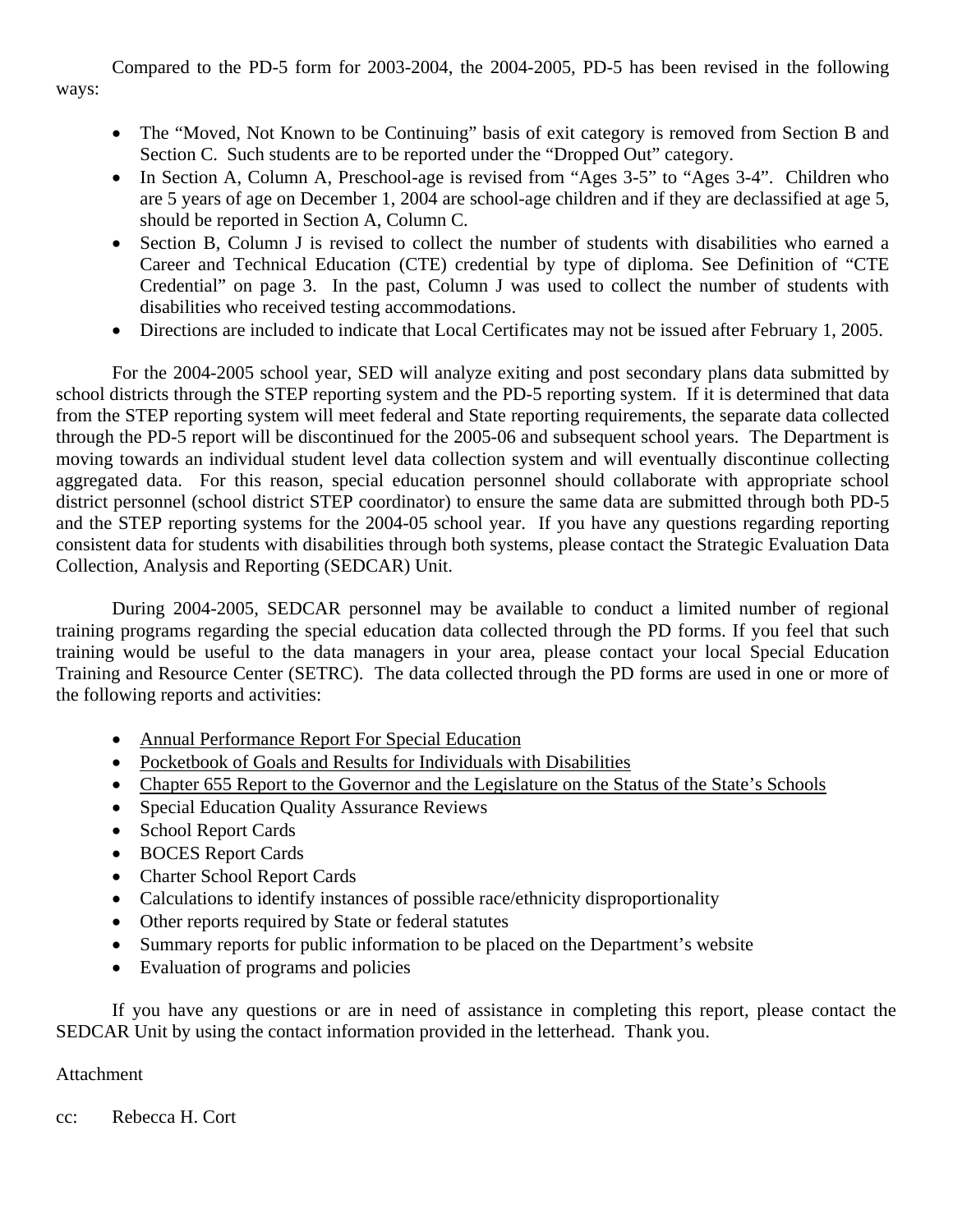Compared to the PD-5 form for 2003-2004, the 2004-2005, PD-5 has been revised in the following ways:

- The "Moved, Not Known to be Continuing" basis of exit category is removed from Section B and Section C. Such students are to be reported under the "Dropped Out" category.
- In Section A, Column A, Preschool-age is revised from "Ages 3-5" to "Ages 3-4". Children who are 5 years of age on December 1, 2004 are school-age children and if they are declassified at age 5, should be reported in Section A, Column C.
- Section B, Column J is revised to collect the number of students with disabilities who earned a Career and Technical Education (CTE) credential by type of diploma. See Definition of "CTE Credential" on page 3. In the past, Column J was used to collect the number of students with disabilities who received testing accommodations.
- Directions are included to indicate that Local Certificates may not be issued after February 1, 2005.

For the 2004-2005 school year, SED will analyze exiting and post secondary plans data submitted by school districts through the STEP reporting system and the PD-5 reporting system. If it is determined that data from the STEP reporting system will meet federal and State reporting requirements, the separate data collected through the PD-5 report will be discontinued for the 2005-06 and subsequent school years. The Department is moving towards an individual student level data collection system and will eventually discontinue collecting aggregated data. For this reason, special education personnel should collaborate with appropriate school district personnel (school district STEP coordinator) to ensure the same data are submitted through both PD-5 and the STEP reporting systems for the 2004-05 school year. If you have any questions regarding reporting consistent data for students with disabilities through both systems, please contact the Strategic Evaluation Data Collection, Analysis and Reporting (SEDCAR) Unit.

During 2004-2005, SEDCAR personnel may be available to conduct a limited number of regional training programs regarding the special education data collected through the PD forms. If you feel that such training would be useful to the data managers in your area, please contact your local Special Education Training and Resource Center (SETRC). The data collected through the PD forms are used in one or more of the following reports and activities:

- Annual Performance Report For Special Education
- Pocketbook of Goals and Results for Individuals with Disabilities
- Chapter 655 Report to the Governor and the Legislature on the Status of the State's Schools
- Special Education Quality Assurance Reviews
- School Report Cards
- BOCES Report Cards
- Charter School Report Cards
- Calculations to identify instances of possible race/ethnicity disproportionality
- Other reports required by State or federal statutes
- Summary reports for public information to be placed on the Department's website
- Evaluation of programs and policies

If you have any questions or are in need of assistance in completing this report, please contact the SEDCAR Unit by using the contact information provided in the letterhead. Thank you.

Attachment

cc: Rebecca H. Cort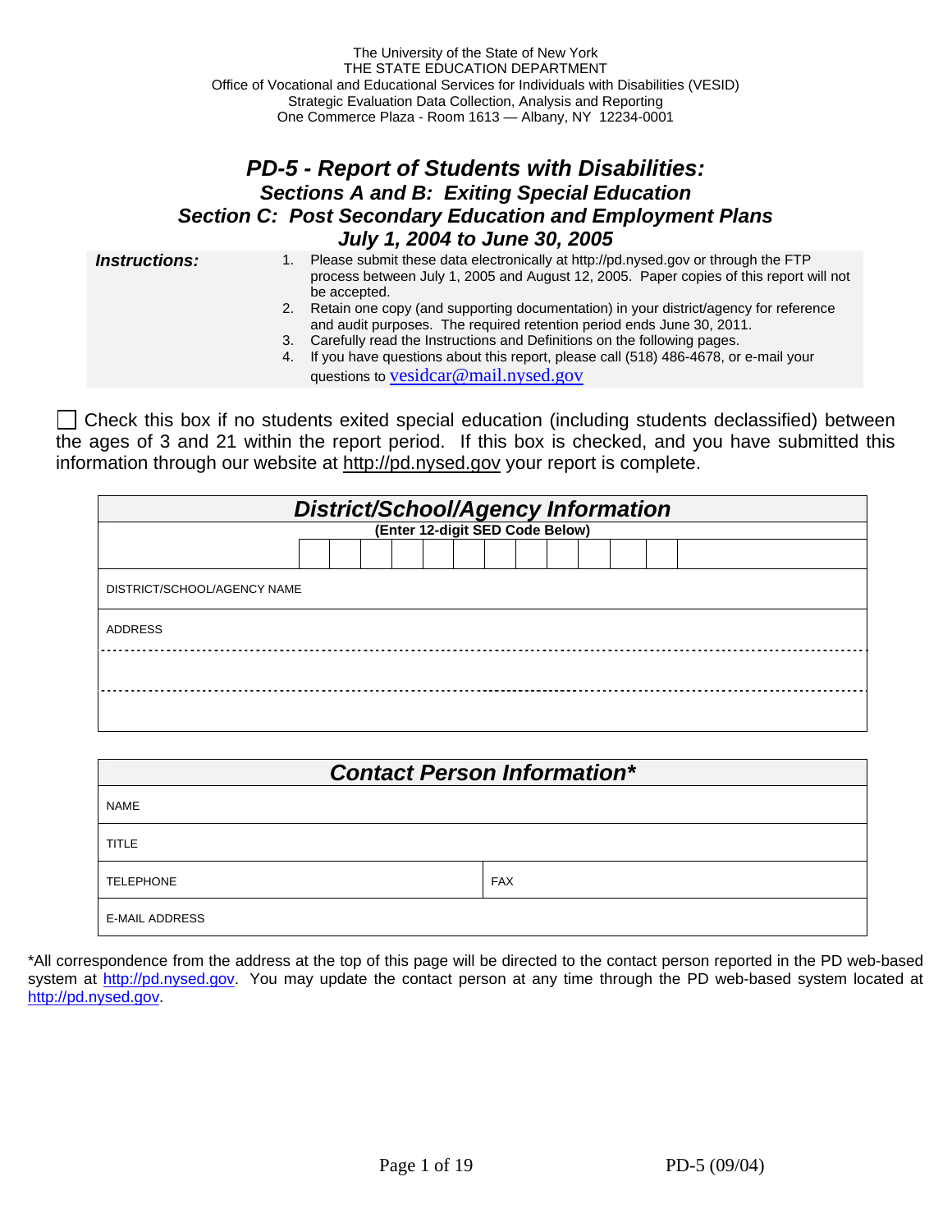The University of the State of New York
THE STATE EDUCATION DEPARTMENT
Office of Vocational and Educational Services for Individuals with Disabilities (VESID)
Strategic Evaluation Data Collection, Analysis and Reporting
One Commerce Plaza - Room 1613 — Albany, NY 12234-0001

# *PD-5 - Report of Students with Disabilities:*
## *Sections A and B: Exiting Special Education*
## *Section C: Post Secondary Education and Employment Plans*
## *July 1, 2004 to June 30, 2005*

| ***Instructions:*** | |
|---|---|
| | 1. Please submit these data electronically at http://pd.nysed.gov or through the FTP process between July 1, 2005 and August 12, 2005. Paper copies of this report will not be accepted. |
| | 2. Retain one copy (and supporting documentation) in your district/agency for reference and audit purposes. The required retention period ends June 30, 2011. |
| | 3. Carefully read the Instructions and Definitions on the following pages. |
| | 4. If you have questions about this report, please call (518) 486-4678, or e-mail your questions to vesidcar@mail.nysed.gov |

☐ Check this box if no students exited special education (including students declassified) between the ages of 3 and 21 within the report period. If this box is checked, and you have submitted this information through our website at http://pd.nysed.gov your report is complete.

| ***District/School/Agency Information*** |
|---|
| **(Enter 12-digit SED Code Below)** |
| DISTRICT/SCHOOL/AGENCY NAME |
| ADDRESS |
| |
| |

| ***Contact Person Information**** | |
|---|---|
| NAME | |
| TITLE | |
| TELEPHONE | FAX |
| E-MAIL ADDRESS | |

*All correspondence from the address at the top of this page will be directed to the contact person reported in the PD web-based system at http://pd.nysed.gov. You may update the contact person at any time through the PD web-based system located at http://pd.nysed.gov.

PD-5 (09/04)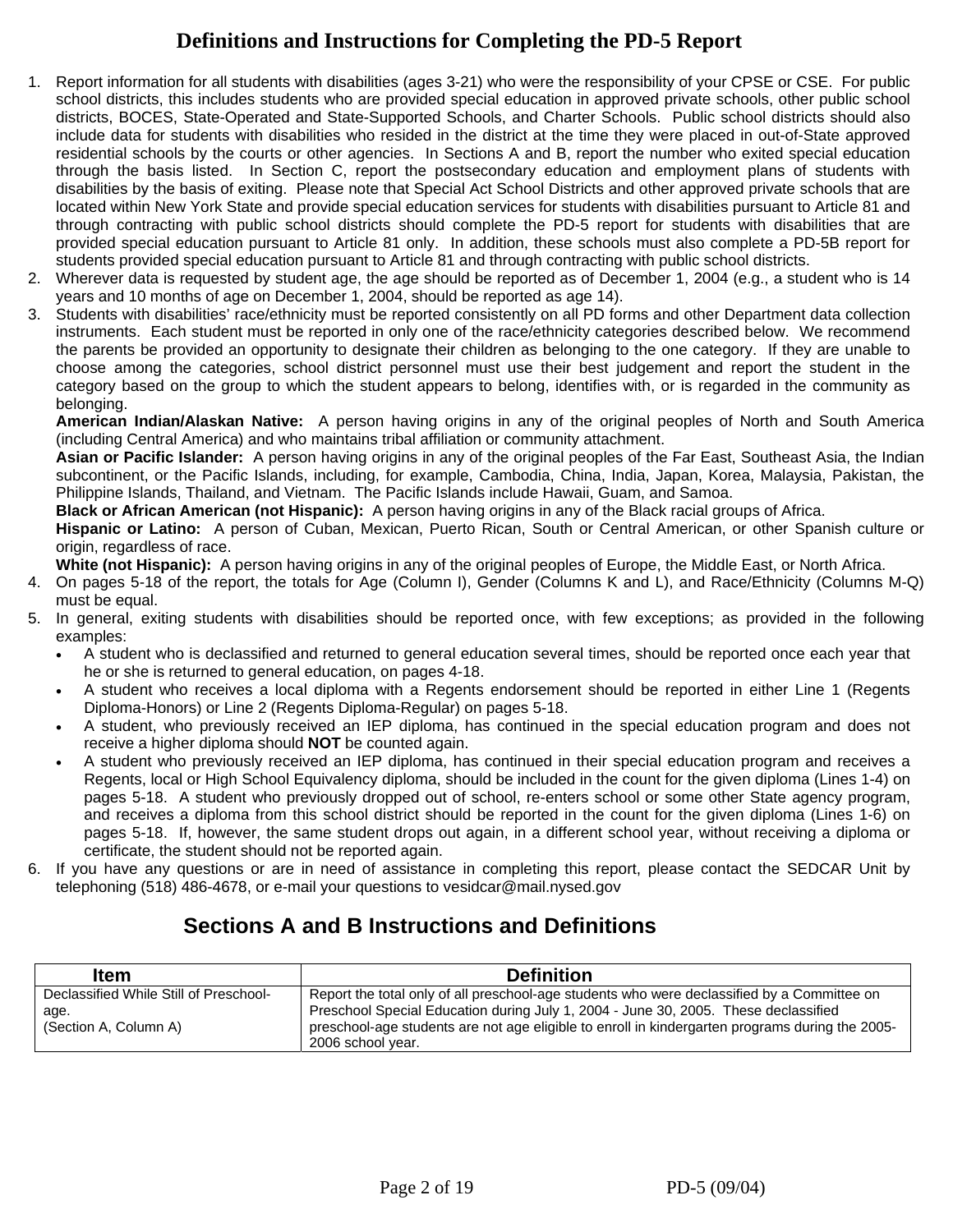# Definitions and Instructions for Completing the PD-5 Report

1. Report information for all students with disabilities (ages 3-21) who were the responsibility of your CPSE or CSE. For public school districts, this includes students who are provided special education in approved private schools, other public school districts, BOCES, State-Operated and State-Supported Schools, and Charter Schools. Public school districts should also include data for students with disabilities who resided in the district at the time they were placed in out-of-State approved residential schools by the courts or other agencies. In Sections A and B, report the number who exited special education through the basis listed. In Section C, report the postsecondary education and employment plans of students with disabilities by the basis of exiting. Please note that Special Act School Districts and other approved private schools that are located within New York State and provide special education services for students with disabilities pursuant to Article 81 and through contracting with public school districts should complete the PD-5 report for students with disabilities that are provided special education pursuant to Article 81 only. In addition, these schools must also complete a PD-5B report for students provided special education pursuant to Article 81 and through contracting with public school districts.
2. Wherever data is requested by student age, the age should be reported as of December 1, 2004 (e.g., a student who is 14 years and 10 months of age on December 1, 2004, should be reported as age 14).
3. Students with disabilities' race/ethnicity must be reported consistently on all PD forms and other Department data collection instruments. Each student must be reported in only one of the race/ethnicity categories described below. We recommend the parents be provided an opportunity to designate their children as belonging to the one category. If they are unable to choose among the categories, school district personnel must use their best judgement and report the student in the category based on the group to which the student appears to belong, identifies with, or is regarded in the community as belonging.
   **American Indian/Alaskan Native:** A person having origins in any of the original peoples of North and South America (including Central America) and who maintains tribal affiliation or community attachment.
   **Asian or Pacific Islander:** A person having origins in any of the original peoples of the Far East, Southeast Asia, the Indian subcontinent, or the Pacific Islands, including, for example, Cambodia, China, India, Japan, Korea, Malaysia, Pakistan, the Philippine Islands, Thailand, and Vietnam. The Pacific Islands include Hawaii, Guam, and Samoa.
   **Black or African American (not Hispanic):** A person having origins in any of the Black racial groups of Africa.
   **Hispanic or Latino:** A person of Cuban, Mexican, Puerto Rican, South or Central American, or other Spanish culture or origin, regardless of race.
   **White (not Hispanic):** A person having origins in any of the original peoples of Europe, the Middle East, or North Africa.
4. On pages 5-18 of the report, the totals for Age (Column I), Gender (Columns K and L), and Race/Ethnicity (Columns M-Q) must be equal.
5. In general, exiting students with disabilities should be reported once, with few exceptions; as provided in the following examples:
   - A student who is declassified and returned to general education several times, should be reported once each year that he or she is returned to general education, on pages 4-18.
   - A student who receives a local diploma with a Regents endorsement should be reported in either Line 1 (Regents Diploma-Honors) or Line 2 (Regents Diploma-Regular) on pages 5-18.
   - A student, who previously received an IEP diploma, has continued in the special education program and does not receive a higher diploma should **NOT** be counted again.
   - A student who previously received an IEP diploma, has continued in their special education program and receives a Regents, local or High School Equivalency diploma, should be included in the count for the given diploma (Lines 1-4) on pages 5-18. A student who previously dropped out of school, re-enters school or some other State agency program, and receives a diploma from this school district should be reported in the count for the given diploma (Lines 1-6) on pages 5-18. If, however, the same student drops out again, in a different school year, without receiving a diploma or certificate, the student should not be reported again.
6. If you have any questions or are in need of assistance in completing this report, please contact the SEDCAR Unit by telephoning (518) 486-4678, or e-mail your questions to vesidcar@mail.nysed.gov

## Sections A and B Instructions and Definitions

| Item | Definition |
|---|---|
| Declassified While Still of Preschool-age.<br>(Section A, Column A) | Report the total only of all preschool-age students who were declassified by a Committee on Preschool Special Education during July 1, 2004 - June 30, 2005. These declassified preschool-age students are not age eligible to enroll in kindergarten programs during the 2005-2006 school year. |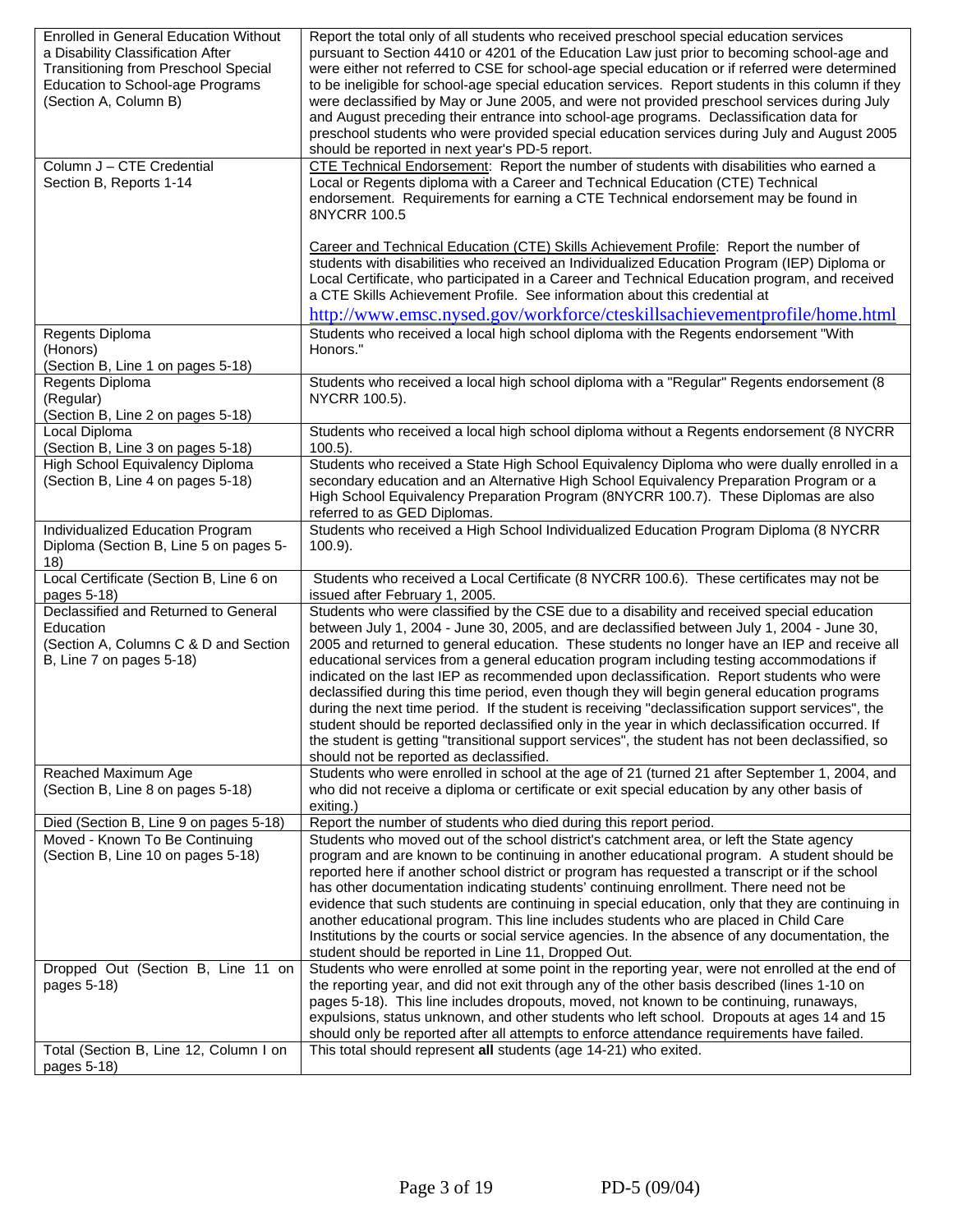| | |
|---|---|
| Enrolled in General Education Without a Disability Classification After Transitioning from Preschool Special Education to School-age Programs (Section A, Column B) | Report the total only of all students who received preschool special education services pursuant to Section 4410 or 4201 of the Education Law just prior to becoming school-age and were either not referred to CSE for school-age special education or if referred were determined to be ineligible for school-age special education services. Report students in this column if they were declassified by May or June 2005, and were not provided preschool services during July and August preceding their entrance into school-age programs. Declassification data for preschool students who were provided special education services during July and August 2005 should be reported in next year's PD-5 report. |
| Column J – CTE Credential Section B, Reports 1-14 | CTE Technical Endorsement: Report the number of students with disabilities who earned a Local or Regents diploma with a Career and Technical Education (CTE) Technical endorsement. Requirements for earning a CTE Technical endorsement may be found in 8NYCRR 100.5<br><br>Career and Technical Education (CTE) Skills Achievement Profile: Report the number of students with disabilities who received an Individualized Education Program (IEP) Diploma or Local Certificate, who participated in a Career and Technical Education program, and received a CTE Skills Achievement Profile. See information about this credential at http://www.emsc.nysed.gov/workforce/cteskillsachievementprofile/home.html |
| Regents Diploma (Honors) (Section B, Line 1 on pages 5-18) | Students who received a local high school diploma with the Regents endorsement "With Honors." |
| Regents Diploma (Regular) (Section B, Line 2 on pages 5-18) | Students who received a local high school diploma with a "Regular" Regents endorsement (8 NYCRR 100.5). |
| Local Diploma (Section B, Line 3 on pages 5-18) | Students who received a local high school diploma without a Regents endorsement (8 NYCRR 100.5). |
| High School Equivalency Diploma (Section B, Line 4 on pages 5-18) | Students who received a State High School Equivalency Diploma who were dually enrolled in a secondary education and an Alternative High School Equivalency Preparation Program or a High School Equivalency Preparation Program (8NYCRR 100.7). These Diplomas are also referred to as GED Diplomas. |
| Individualized Education Program Diploma (Section B, Line 5 on pages 5-18) | Students who received a High School Individualized Education Program Diploma (8 NYCRR 100.9). |
| Local Certificate (Section B, Line 6 on pages 5-18) | Students who received a Local Certificate (8 NYCRR 100.6). These certificates may not be issued after February 1, 2005. |
| Declassified and Returned to General Education (Section A, Columns C & D and Section B, Line 7 on pages 5-18) | Students who were classified by the CSE due to a disability and received special education between July 1, 2004 - June 30, 2005, and are declassified between July 1, 2004 - June 30, 2005 and returned to general education. These students no longer have an IEP and receive all educational services from a general education program including testing accommodations if indicated on the last IEP as recommended upon declassification. Report students who were declassified during this time period, even though they will begin general education programs during the next time period. If the student is receiving "declassification support services", the student should be reported declassified only in the year in which declassification occurred. If the student is getting "transitional support services", the student has not been declassified, so should not be reported as declassified. |
| Reached Maximum Age (Section B, Line 8 on pages 5-18) | Students who were enrolled in school at the age of 21 (turned 21 after September 1, 2004, and who did not receive a diploma or certificate or exit special education by any other basis of exiting.) |
| Died (Section B, Line 9 on pages 5-18) | Report the number of students who died during this report period. |
| Moved - Known To Be Continuing (Section B, Line 10 on pages 5-18) | Students who moved out of the school district's catchment area, or left the State agency program and are known to be continuing in another educational program. A student should be reported here if another school district or program has requested a transcript or if the school has other documentation indicating students' continuing enrollment. There need not be evidence that such students are continuing in special education, only that they are continuing in another educational program. This line includes students who are placed in Child Care Institutions by the courts or social service agencies. In the absence of any documentation, the student should be reported in Line 11, Dropped Out. |
| Dropped Out (Section B, Line 11 on pages 5-18) | Students who were enrolled at some point in the reporting year, were not enrolled at the end of the reporting year, and did not exit through any of the other basis described (lines 1-10 on pages 5-18). This line includes dropouts, moved, not known to be continuing, runaways, expulsions, status unknown, and other students who left school. Dropouts at ages 14 and 15 should only be reported after all attempts to enforce attendance requirements have failed. |
| Total (Section B, Line 12, Column I on pages 5-18) | This total should represent **all** students (age 14-21) who exited. |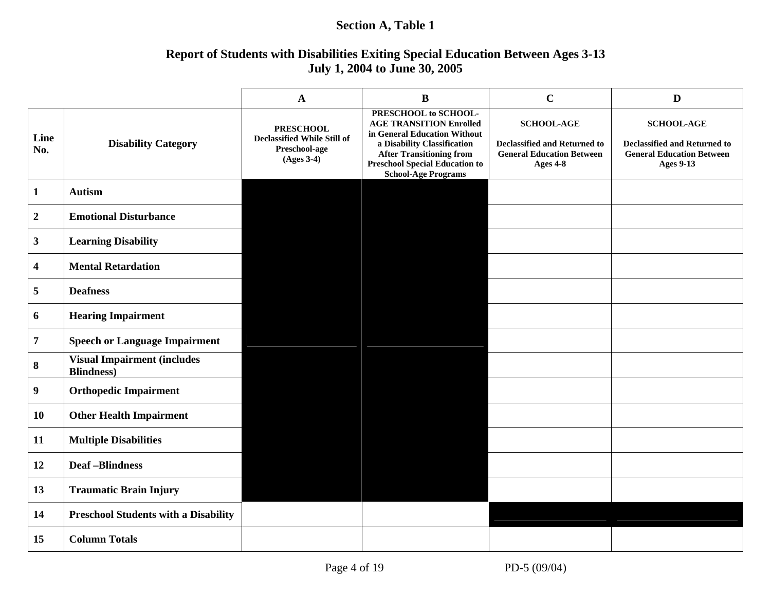## Section A, Table 1

### Report of Students with Disabilities Exiting Special Education Between Ages 3-13
### July 1, 2004 to June 30, 2005

| | | A | B | C | D |
|---|---|---|---|---|---|
| **Line No.** | **Disability Category** | **PRESCHOOL** Declassified While Still of Preschool-age (Ages 3-4) | **PRESCHOOL to SCHOOL-AGE TRANSITION** Enrolled in General Education Without a Disability Classification After Transitioning from Preschool Special Education to School-Age Programs | **SCHOOL-AGE** Declassified and Returned to General Education Between Ages 4-8 | **SCHOOL-AGE** Declassified and Returned to General Education Between Ages 9-13 |
| 1 | **Autism** | | | | |
| 2 | **Emotional Disturbance** | | | | |
| 3 | **Learning Disability** | | | | |
| 4 | **Mental Retardation** | | | | |
| 5 | **Deafness** | | | | |
| 6 | **Hearing Impairment** | | | | |
| 7 | **Speech or Language Impairment** | | | | |
| 8 | **Visual Impairment (includes Blindness)** | | | | |
| 9 | **Orthopedic Impairment** | | | | |
| 10 | **Other Health Impairment** | | | | |
| 11 | **Multiple Disabilities** | | | | |
| 12 | **Deaf –Blindness** | | | | |
| 13 | **Traumatic Brain Injury** | | | | |
| 14 | **Preschool Students with a Disability** | | | | |
| 15 | **Column Totals** | | | | |

PD-5 (09/04)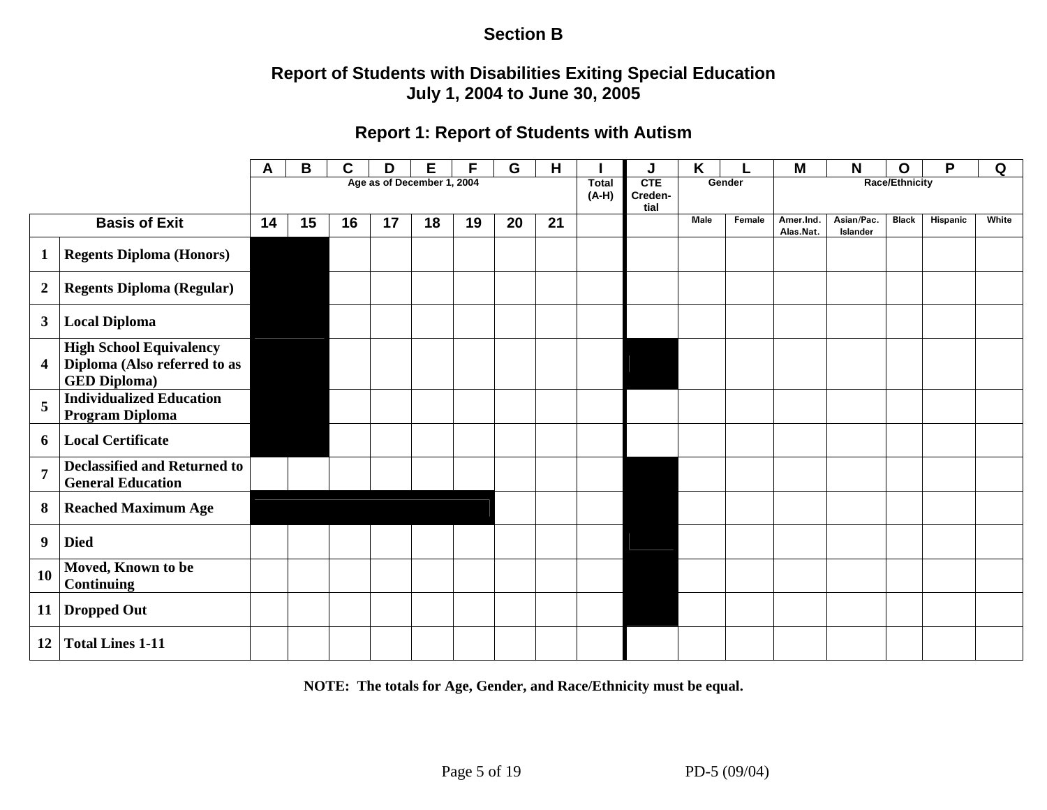**Section B**

## Report of Students with Disabilities Exiting Special Education
## July 1, 2004 to June 30, 2005

### Report 1: Report of Students with Autism

| | | A | B | C | D | E | F | G | H | I | J | K | L | M | N | O | P | Q |
|---|---|---|---|---|---|---|---|---|---|---|---|---|---|---|---|---|---|---|
| | | Age as of December 1, 2004 | | | | | | | | Total (A-H) | CTE Creden-tial | Gender | | Race/Ethnicity | | | | |
| **Basis of Exit** | | 14 | 15 | 16 | 17 | 18 | 19 | 20 | 21 | | | Male | Female | Amer.Ind. Alas.Nat. | Asian/Pac. Islander | Black | Hispanic | White |
| 1 | **Regents Diploma (Honors)** | | | | | | | | | | | | | | | | | |
| 2 | **Regents Diploma (Regular)** | | | | | | | | | | | | | | | | | |
| 3 | **Local Diploma** | | | | | | | | | | | | | | | | | |
| 4 | **High School Equivalency Diploma (Also referred to as GED Diploma)** | | | | | | | | | | | | | | | | | |
| 5 | **Individualized Education Program Diploma** | | | | | | | | | | | | | | | | | |
| 6 | **Local Certificate** | | | | | | | | | | | | | | | | | |
| 7 | **Declassified and Returned to General Education** | | | | | | | | | | | | | | | | | |
| 8 | **Reached Maximum Age** | | | | | | | | | | | | | | | | | |
| 9 | **Died** | | | | | | | | | | | | | | | | | |
| 10 | **Moved, Known to be Continuing** | | | | | | | | | | | | | | | | | |
| 11 | **Dropped Out** | | | | | | | | | | | | | | | | | |
| 12 | **Total Lines 1-11** | | | | | | | | | | | | | | | | | |

**NOTE: The totals for Age, Gender, and Race/Ethnicity must be equal.**

PD-5 (09/04)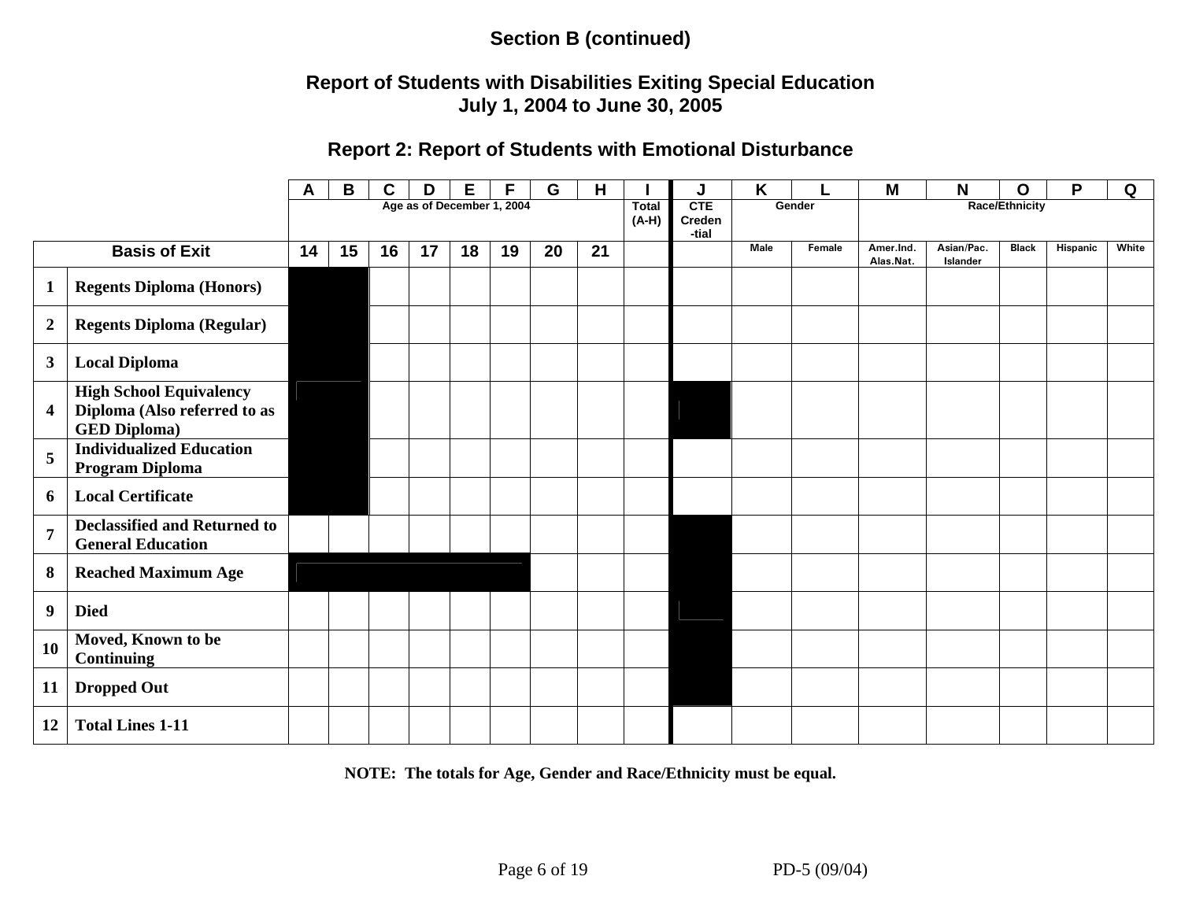**Section B (continued)**

**Report of Students with Disabilities Exiting Special Education**
**July 1, 2004 to June 30, 2005**

**Report 2: Report of Students with Emotional Disturbance**

| | | A | B | C | D | E | F | G | H | I | J | K | L | M | N | O | P | Q |
|---|---|---|---|---|---|---|---|---|---|---|---|---|---|---|---|---|---|---|
| | | Age as of December 1, 2004 | | | | | | | | Total (A-H) | CTE Creden-tial | Gender | | Race/Ethnicity | | | | |
| **Basis of Exit** | | 14 | 15 | 16 | 17 | 18 | 19 | 20 | 21 | | | Male | Female | Amer.Ind. Alas.Nat. | Asian/Pac. Islander | Black | Hispanic | White |
| 1 | **Regents Diploma (Honors)** | | | | | | | | | | | | | | | | | |
| 2 | **Regents Diploma (Regular)** | | | | | | | | | | | | | | | | | |
| 3 | **Local Diploma** | | | | | | | | | | | | | | | | | |
| 4 | **High School Equivalency Diploma (Also referred to as GED Diploma)** | | | | | | | | | | | | | | | | | |
| 5 | **Individualized Education Program Diploma** | | | | | | | | | | | | | | | | | |
| 6 | **Local Certificate** | | | | | | | | | | | | | | | | | |
| 7 | **Declassified and Returned to General Education** | | | | | | | | | | | | | | | | | |
| 8 | **Reached Maximum Age** | | | | | | | | | | | | | | | | | |
| 9 | **Died** | | | | | | | | | | | | | | | | | |
| 10 | **Moved, Known to be Continuing** | | | | | | | | | | | | | | | | | |
| 11 | **Dropped Out** | | | | | | | | | | | | | | | | | |
| 12 | **Total Lines 1-11** | | | | | | | | | | | | | | | | | |

**NOTE: The totals for Age, Gender and Race/Ethnicity must be equal.**

PD-5 (09/04)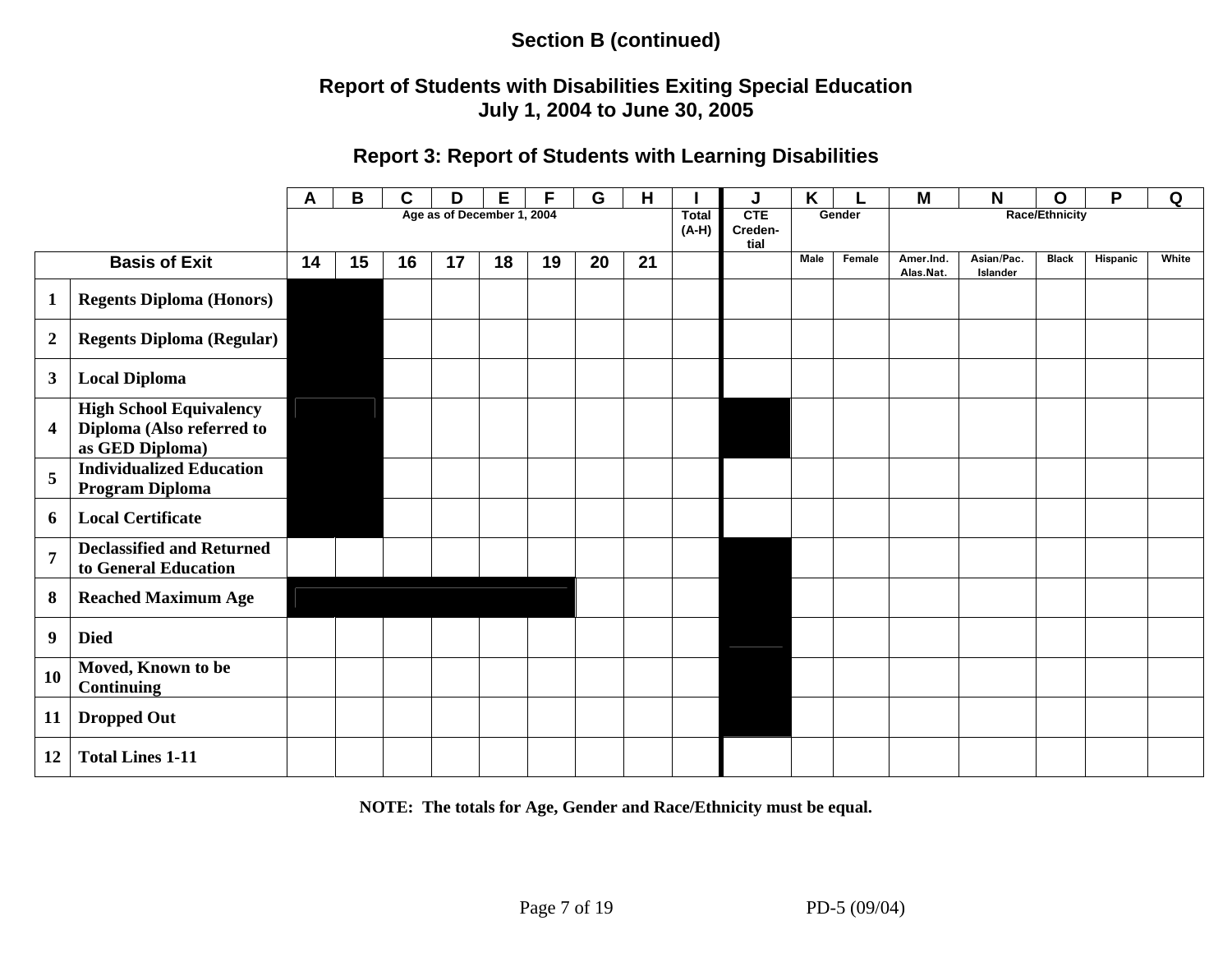**Section B (continued)**

## Report of Students with Disabilities Exiting Special Education
## July 1, 2004 to June 30, 2005

### Report 3: Report of Students with Learning Disabilities

| | | A | B | C | D | E | F | G | H | I | J | K | L | M | N | O | P | Q |
|---|---|---|---|---|---|---|---|---|---|---|---|---|---|---|---|---|---|---|
| | | Age as of December 1, 2004 | | | | | | | | Total (A-H) | CTE Creden-tial | Gender | | Race/Ethnicity | | | | |
| **Basis of Exit** | | 14 | 15 | 16 | 17 | 18 | 19 | 20 | 21 | | | Male | Female | Amer.Ind. Alas.Nat. | Asian/Pac. Islander | Black | Hispanic | White |
| 1 | **Regents Diploma (Honors)** | | | | | | | | | | | | | | | | | |
| 2 | **Regents Diploma (Regular)** | | | | | | | | | | | | | | | | | |
| 3 | **Local Diploma** | | | | | | | | | | | | | | | | | |
| 4 | **High School Equivalency Diploma (Also referred to as GED Diploma)** | | | | | | | | | | | | | | | | | |
| 5 | **Individualized Education Program Diploma** | | | | | | | | | | | | | | | | | |
| 6 | **Local Certificate** | | | | | | | | | | | | | | | | | |
| 7 | **Declassified and Returned to General Education** | | | | | | | | | | | | | | | | | |
| 8 | **Reached Maximum Age** | | | | | | | | | | | | | | | | | |
| 9 | **Died** | | | | | | | | | | | | | | | | | |
| 10 | **Moved, Known to be Continuing** | | | | | | | | | | | | | | | | | |
| 11 | **Dropped Out** | | | | | | | | | | | | | | | | | |
| 12 | **Total Lines 1-11** | | | | | | | | | | | | | | | | | |

**NOTE: The totals for Age, Gender and Race/Ethnicity must be equal.**

PD-5 (09/04)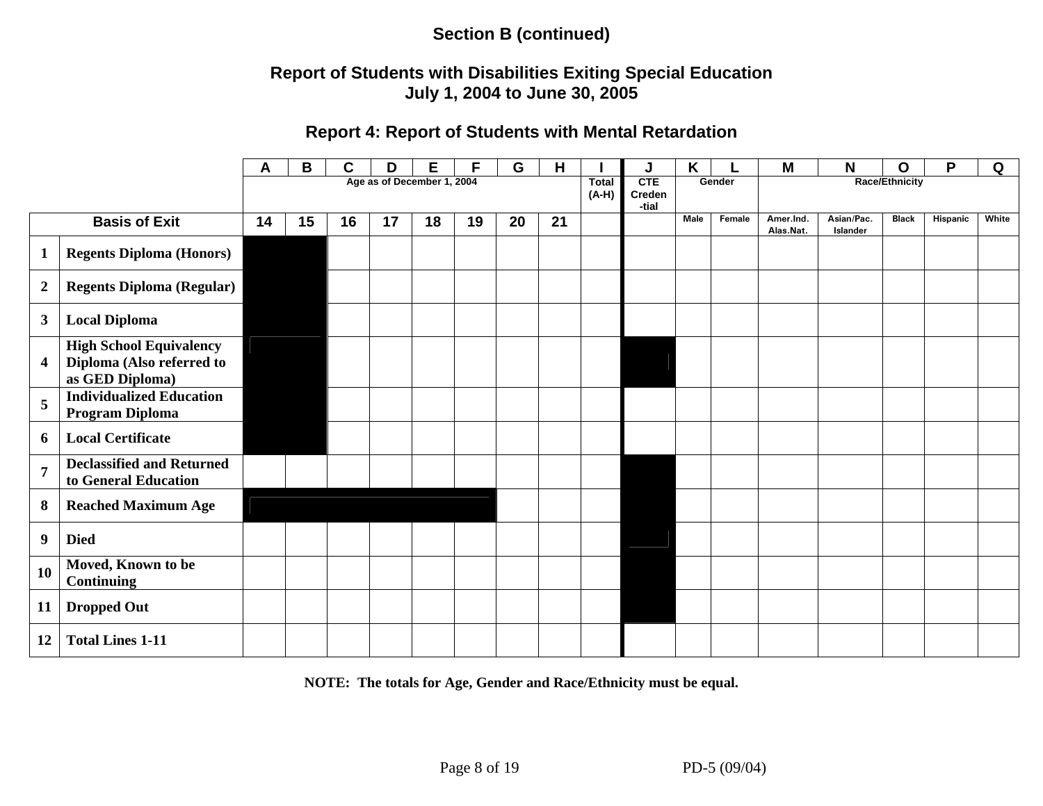**Section B (continued)**

**Report of Students with Disabilities Exiting Special Education**
**July 1, 2004 to June 30, 2005**

### Report 4: Report of Students with Mental Retardation

| | | A | B | C | D | E | F | G | H | I | J | K | L | M | N | O | P | Q |
|---|---|---|---|---|---|---|---|---|---|---|---|---|---|---|---|---|---|---|
| | | Age as of December 1, 2004 | | | | | | | | Total (A-H) | CTE Creden-tial | Gender | | Race/Ethnicity | | | | |
| **Basis of Exit** | | 14 | 15 | 16 | 17 | 18 | 19 | 20 | 21 | | | Male | Female | Amer.Ind. Alas.Nat. | Asian/Pac. Islander | Black | Hispanic | White |
| 1 | **Regents Diploma (Honors)** | | | | | | | | | | | | | | | | | |
| 2 | **Regents Diploma (Regular)** | | | | | | | | | | | | | | | | | |
| 3 | **Local Diploma** | | | | | | | | | | | | | | | | | |
| 4 | **High School Equivalency Diploma (Also referred to as GED Diploma)** | | | | | | | | | | | | | | | | | |
| 5 | **Individualized Education Program Diploma** | | | | | | | | | | | | | | | | | |
| 6 | **Local Certificate** | | | | | | | | | | | | | | | | | |
| 7 | **Declassified and Returned to General Education** | | | | | | | | | | | | | | | | | |
| 8 | **Reached Maximum Age** | | | | | | | | | | | | | | | | | |
| 9 | **Died** | | | | | | | | | | | | | | | | | |
| 10 | **Moved, Known to be Continuing** | | | | | | | | | | | | | | | | | |
| 11 | **Dropped Out** | | | | | | | | | | | | | | | | | |
| 12 | **Total Lines 1-11** | | | | | | | | | | | | | | | | | |

**NOTE: The totals for Age, Gender and Race/Ethnicity must be equal.**

PD-5 (09/04)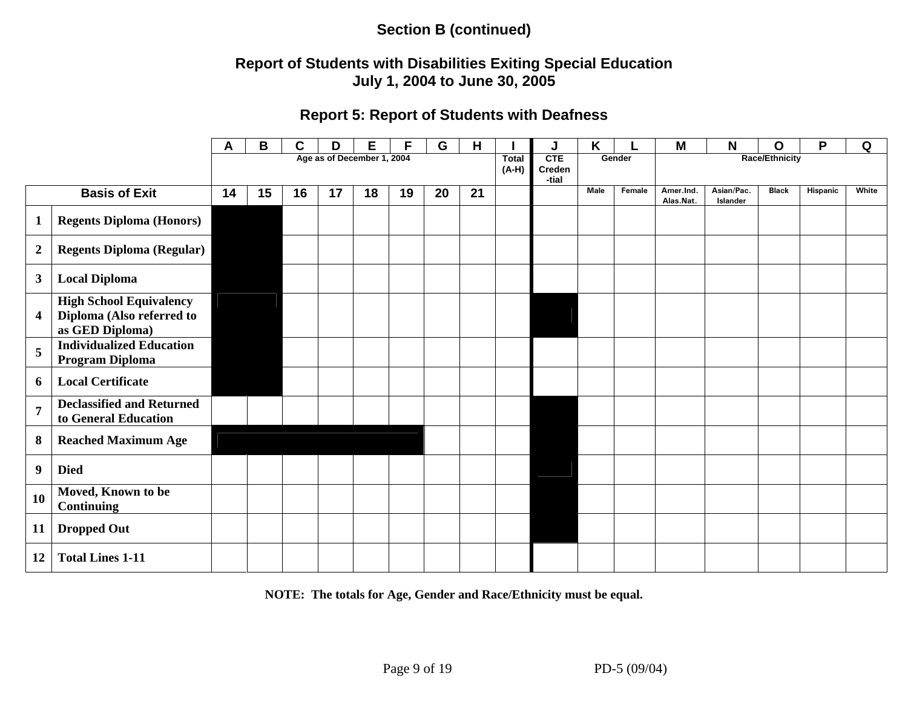## Section B (continued)

## Report of Students with Disabilities Exiting Special Education
## July 1, 2004 to June 30, 2005

### Report 5: Report of Students with Deafness

| | | A | B | C | D | E | F | G | H | I | J | K | L | M | N | O | P | Q |
|---|---|---|---|---|---|---|---|---|---|---|---|---|---|---|---|---|---|---|
| | | Age as of December 1, 2004 | | | | | | | | Total (A-H) | CTE Creden-tial | Gender | | Race/Ethnicity | | | | |
| Basis of Exit | | 14 | 15 | 16 | 17 | 18 | 19 | 20 | 21 | | | Male | Female | Amer.Ind. Alas.Nat. | Asian/Pac. Islander | Black | Hispanic | White |
| 1 | Regents Diploma (Honors) | | | | | | | | | | | | | | | | | |
| 2 | Regents Diploma (Regular) | | | | | | | | | | | | | | | | | |
| 3 | Local Diploma | | | | | | | | | | | | | | | | | |
| 4 | High School Equivalency Diploma (Also referred to as GED Diploma) | | | | | | | | | | | | | | | | | |
| 5 | Individualized Education Program Diploma | | | | | | | | | | | | | | | | | |
| 6 | Local Certificate | | | | | | | | | | | | | | | | | |
| 7 | Declassified and Returned to General Education | | | | | | | | | | | | | | | | | |
| 8 | Reached Maximum Age | | | | | | | | | | | | | | | | | |
| 9 | Died | | | | | | | | | | | | | | | | | |
| 10 | Moved, Known to be Continuing | | | | | | | | | | | | | | | | | |
| 11 | Dropped Out | | | | | | | | | | | | | | | | | |
| 12 | Total Lines 1-11 | | | | | | | | | | | | | | | | | |

**NOTE: The totals for Age, Gender and Race/Ethnicity must be equal.**

PD-5 (09/04)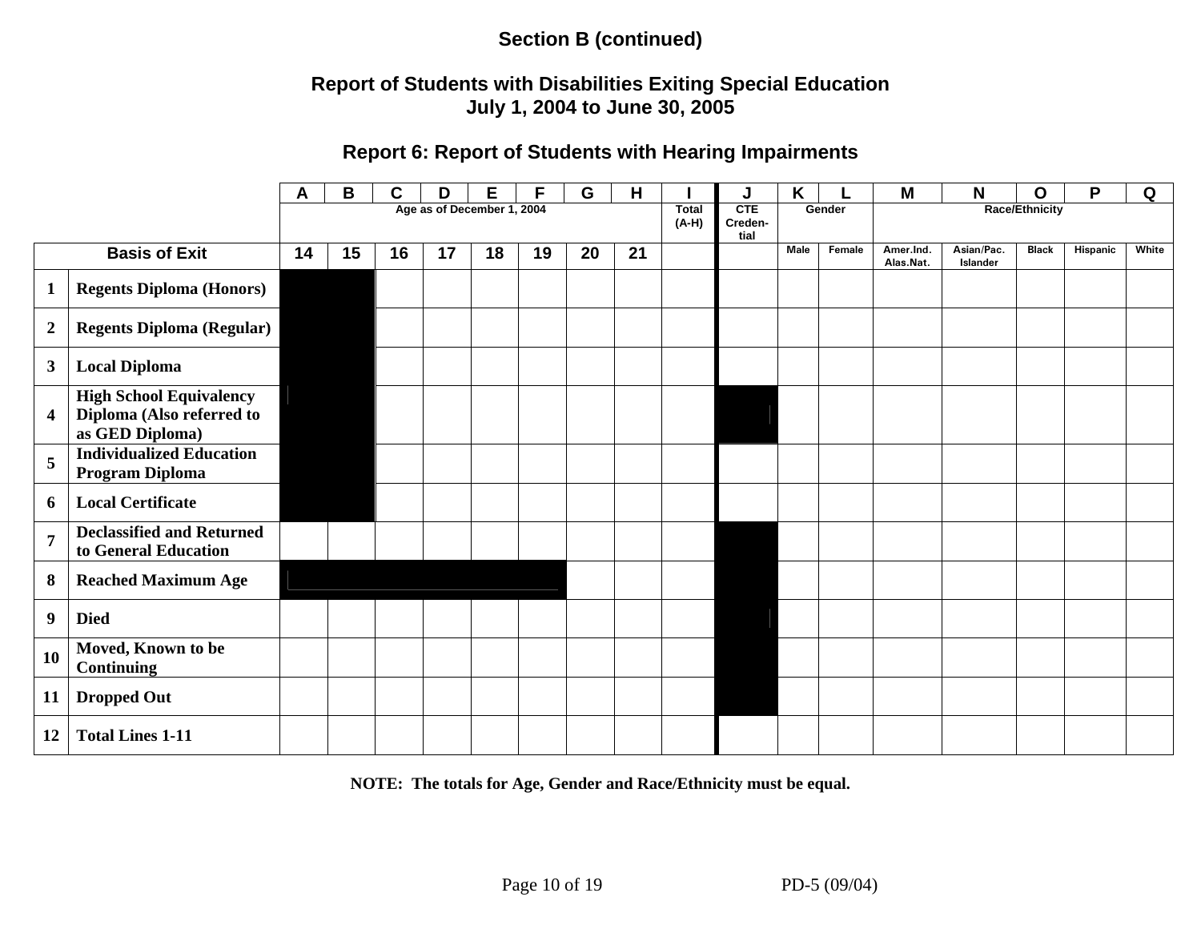**Section B (continued)**

## Report of Students with Disabilities Exiting Special Education
## July 1, 2004 to June 30, 2005

### Report 6: Report of Students with Hearing Impairments

| | | A | B | C | D | E | F | G | H | I | J | K | L | M | N | O | P | Q |
|---|---|---|---|---|---|---|---|---|---|---|---|---|---|---|---|---|---|---|
| | | Age as of December 1, 2004 | | | | | | | | Total (A-H) | CTE Creden-tial | Gender | | Race/Ethnicity | | | | |
| Basis of Exit | | 14 | 15 | 16 | 17 | 18 | 19 | 20 | 21 | | | Male | Female | Amer.Ind. Alas.Nat. | Asian/Pac. Islander | Black | Hispanic | White |
| 1 | Regents Diploma (Honors) | | | | | | | | | | | | | | | | | |
| 2 | Regents Diploma (Regular) | | | | | | | | | | | | | | | | | |
| 3 | Local Diploma | | | | | | | | | | | | | | | | | |
| 4 | High School Equivalency Diploma (Also referred to as GED Diploma) | | | | | | | | | | | | | | | | | |
| 5 | Individualized Education Program Diploma | | | | | | | | | | | | | | | | | |
| 6 | Local Certificate | | | | | | | | | | | | | | | | | |
| 7 | Declassified and Returned to General Education | | | | | | | | | | | | | | | | | |
| 8 | Reached Maximum Age | | | | | | | | | | | | | | | | | |
| 9 | Died | | | | | | | | | | | | | | | | | |
| 10 | Moved, Known to be Continuing | | | | | | | | | | | | | | | | | |
| 11 | Dropped Out | | | | | | | | | | | | | | | | | |
| 12 | Total Lines 1-11 | | | | | | | | | | | | | | | | | |

**NOTE: The totals for Age, Gender and Race/Ethnicity must be equal.**

PD-5 (09/04)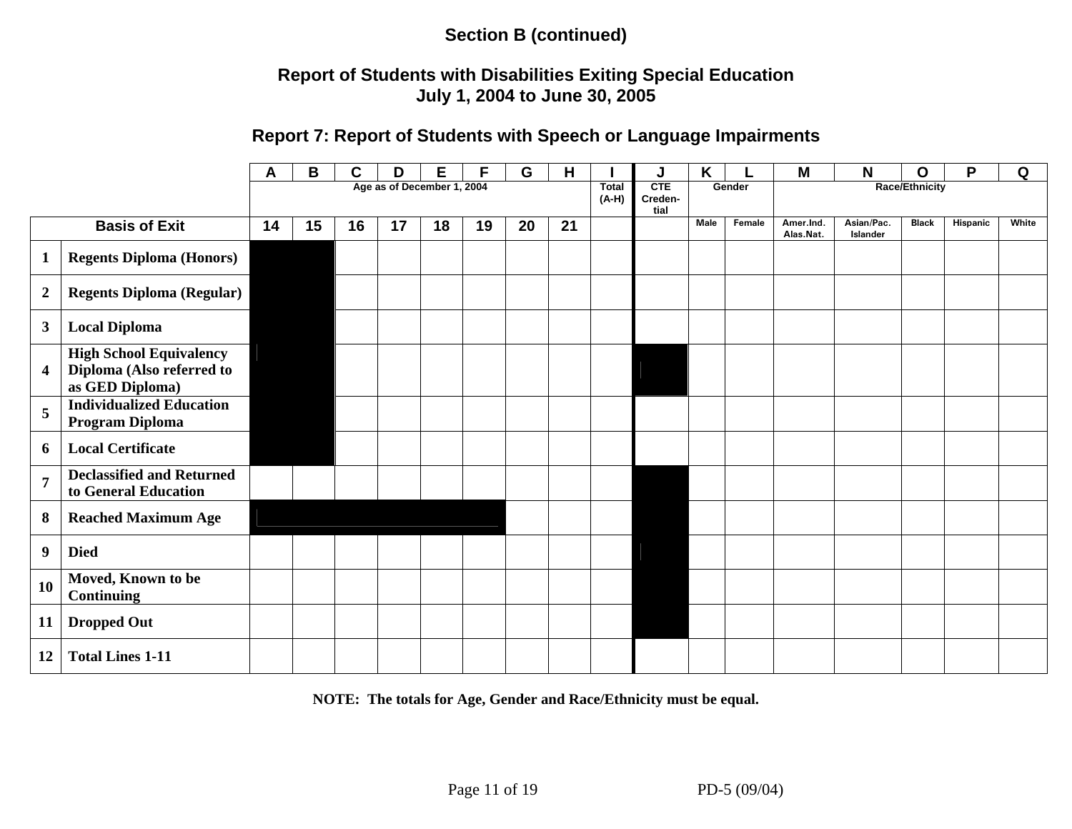### Section B (continued)

## Report of Students with Disabilities Exiting Special Education
## July 1, 2004 to June 30, 2005

### Report 7: Report of Students with Speech or Language Impairments

| | | A | B | C | D | E | F | G | H | I | J | K | L | M | N | O | P | Q |
|---|---|---|---|---|---|---|---|---|---|---|---|---|---|---|---|---|---|---|
| | | Age as of December 1, 2004 | | | | | | | | Total (A-H) | CTE Creden-tial | Gender | | Race/Ethnicity | | | | |
| Basis of Exit | | 14 | 15 | 16 | 17 | 18 | 19 | 20 | 21 | | | Male | Female | Amer.Ind. Alas.Nat. | Asian/Pac. Islander | Black | Hispanic | White |
| 1 | Regents Diploma (Honors) | | | | | | | | | | | | | | | | | |
| 2 | Regents Diploma (Regular) | | | | | | | | | | | | | | | | | |
| 3 | Local Diploma | | | | | | | | | | | | | | | | | |
| 4 | High School Equivalency Diploma (Also referred to as GED Diploma) | | | | | | | | | | | | | | | | | |
| 5 | Individualized Education Program Diploma | | | | | | | | | | | | | | | | | |
| 6 | Local Certificate | | | | | | | | | | | | | | | | | |
| 7 | Declassified and Returned to General Education | | | | | | | | | | | | | | | | | |
| 8 | Reached Maximum Age | | | | | | | | | | | | | | | | | |
| 9 | Died | | | | | | | | | | | | | | | | | |
| 10 | Moved, Known to be Continuing | | | | | | | | | | | | | | | | | |
| 11 | Dropped Out | | | | | | | | | | | | | | | | | |
| 12 | Total Lines 1-11 | | | | | | | | | | | | | | | | | |

**NOTE: The totals for Age, Gender and Race/Ethnicity must be equal.**

PD-5 (09/04)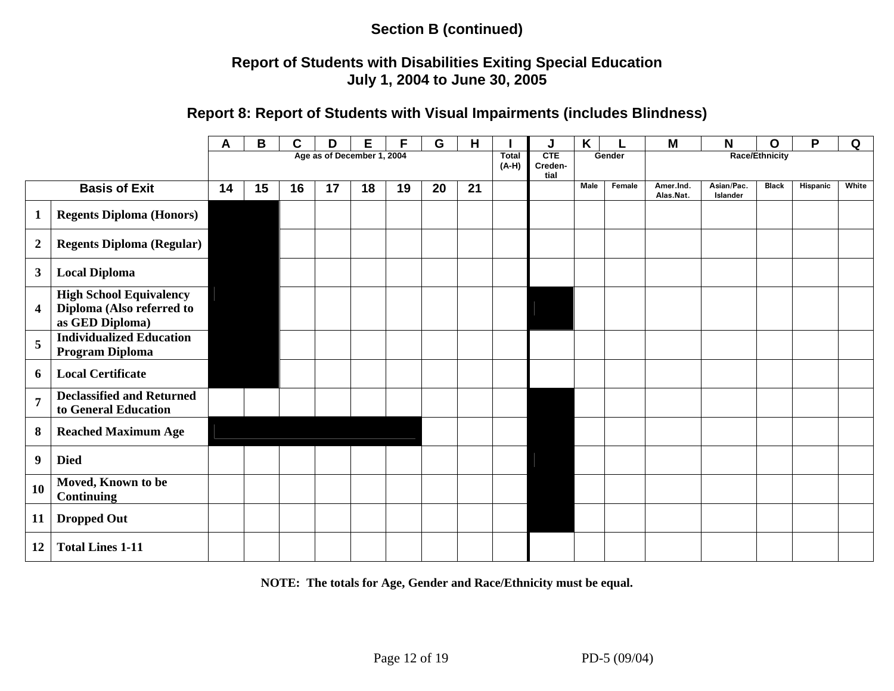**Section B (continued)**

**Report of Students with Disabilities Exiting Special Education**
**July 1, 2004 to June 30, 2005**

## Report 8: Report of Students with Visual Impairments (includes Blindness)

| | | A | B | C | D | E | F | G | H | I | J | K | L | M | N | O | P | Q |
|---|---|---|---|---|---|---|---|---|---|---|---|---|---|---|---|---|---|---|
| | | Age as of December 1, 2004 | | | | | | | | Total (A-H) | CTE Creden-tial | Gender | | Race/Ethnicity | | | | |
| Basis of Exit | | 14 | 15 | 16 | 17 | 18 | 19 | 20 | 21 | | | Male | Female | Amer.Ind. Alas.Nat. | Asian/Pac. Islander | Black | Hispanic | White |
| 1 | Regents Diploma (Honors) | | | | | | | | | | | | | | | | | |
| 2 | Regents Diploma (Regular) | | | | | | | | | | | | | | | | | |
| 3 | Local Diploma | | | | | | | | | | | | | | | | | |
| 4 | High School Equivalency Diploma (Also referred to as GED Diploma) | | | | | | | | | | | | | | | | | |
| 5 | Individualized Education Program Diploma | | | | | | | | | | | | | | | | | |
| 6 | Local Certificate | | | | | | | | | | | | | | | | | |
| 7 | Declassified and Returned to General Education | | | | | | | | | | | | | | | | | |
| 8 | Reached Maximum Age | | | | | | | | | | | | | | | | | |
| 9 | Died | | | | | | | | | | | | | | | | | |
| 10 | Moved, Known to be Continuing | | | | | | | | | | | | | | | | | |
| 11 | Dropped Out | | | | | | | | | | | | | | | | | |
| 12 | Total Lines 1-11 | | | | | | | | | | | | | | | | | |

**NOTE: The totals for Age, Gender and Race/Ethnicity must be equal.**

PD-5 (09/04)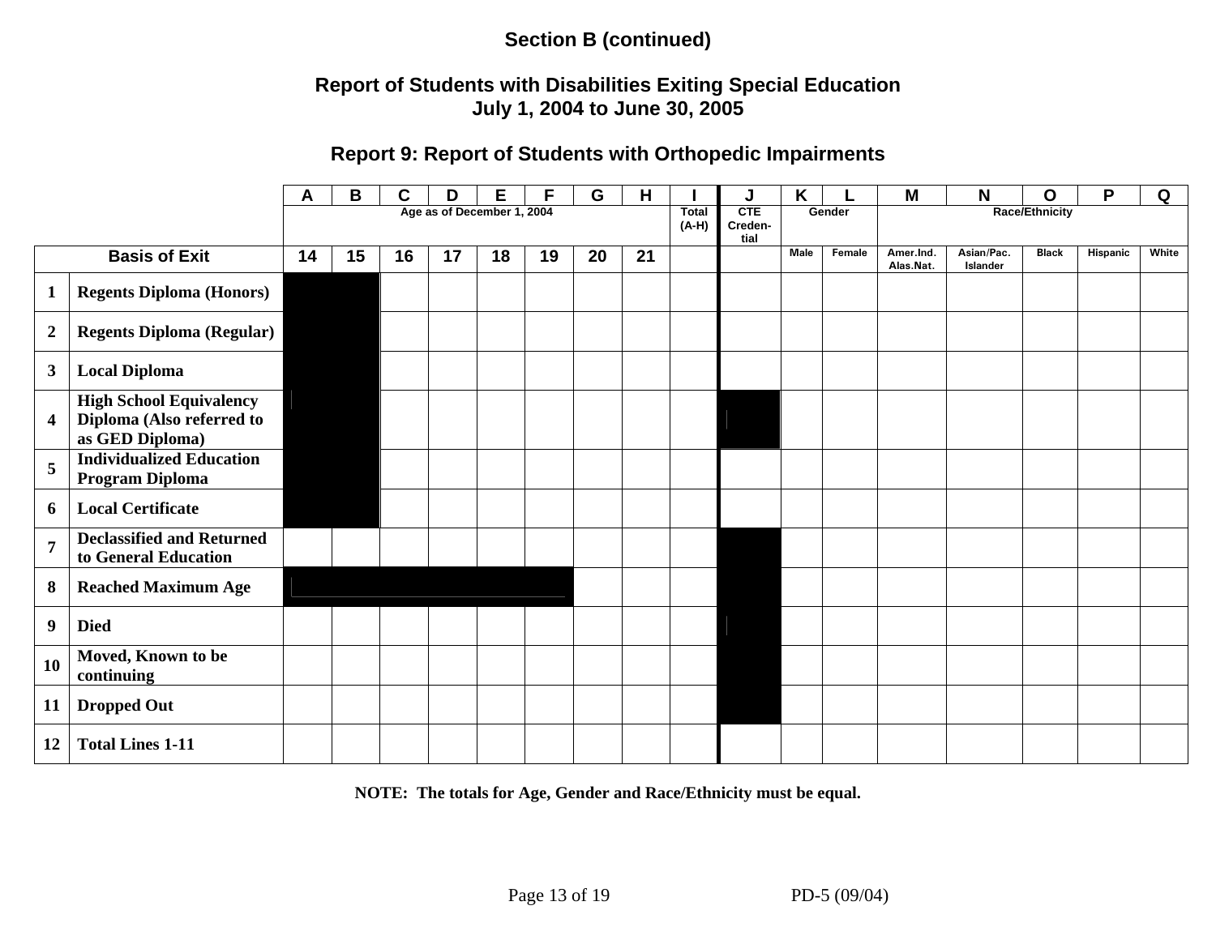**Section B (continued)**

## Report of Students with Disabilities Exiting Special Education
## July 1, 2004 to June 30, 2005

### Report 9: Report of Students with Orthopedic Impairments

| | | A | B | C | D | E | F | G | H | I | J | K | L | M | N | O | P | Q |
|---|---|---|---|---|---|---|---|---|---|---|---|---|---|---|---|---|---|---|
| | | Age as of December 1, 2004 | | | | | | | | Total (A-H) | CTE Creden-tial | Gender | | Race/Ethnicity | | | | |
| Basis of Exit | | 14 | 15 | 16 | 17 | 18 | 19 | 20 | 21 | | | Male | Female | Amer.Ind. Alas.Nat. | Asian/Pac. Islander | Black | Hispanic | White |
| 1 | Regents Diploma (Honors) | | | | | | | | | | | | | | | | | |
| 2 | Regents Diploma (Regular) | | | | | | | | | | | | | | | | | |
| 3 | Local Diploma | | | | | | | | | | | | | | | | | |
| 4 | High School Equivalency Diploma (Also referred to as GED Diploma) | | | | | | | | | | | | | | | | | |
| 5 | Individualized Education Program Diploma | | | | | | | | | | | | | | | | | |
| 6 | Local Certificate | | | | | | | | | | | | | | | | | |
| 7 | Declassified and Returned to General Education | | | | | | | | | | | | | | | | | |
| 8 | Reached Maximum Age | | | | | | | | | | | | | | | | | |
| 9 | Died | | | | | | | | | | | | | | | | | |
| 10 | Moved, Known to be continuing | | | | | | | | | | | | | | | | | |
| 11 | Dropped Out | | | | | | | | | | | | | | | | | |
| 12 | Total Lines 1-11 | | | | | | | | | | | | | | | | | |

**NOTE: The totals for Age, Gender and Race/Ethnicity must be equal.**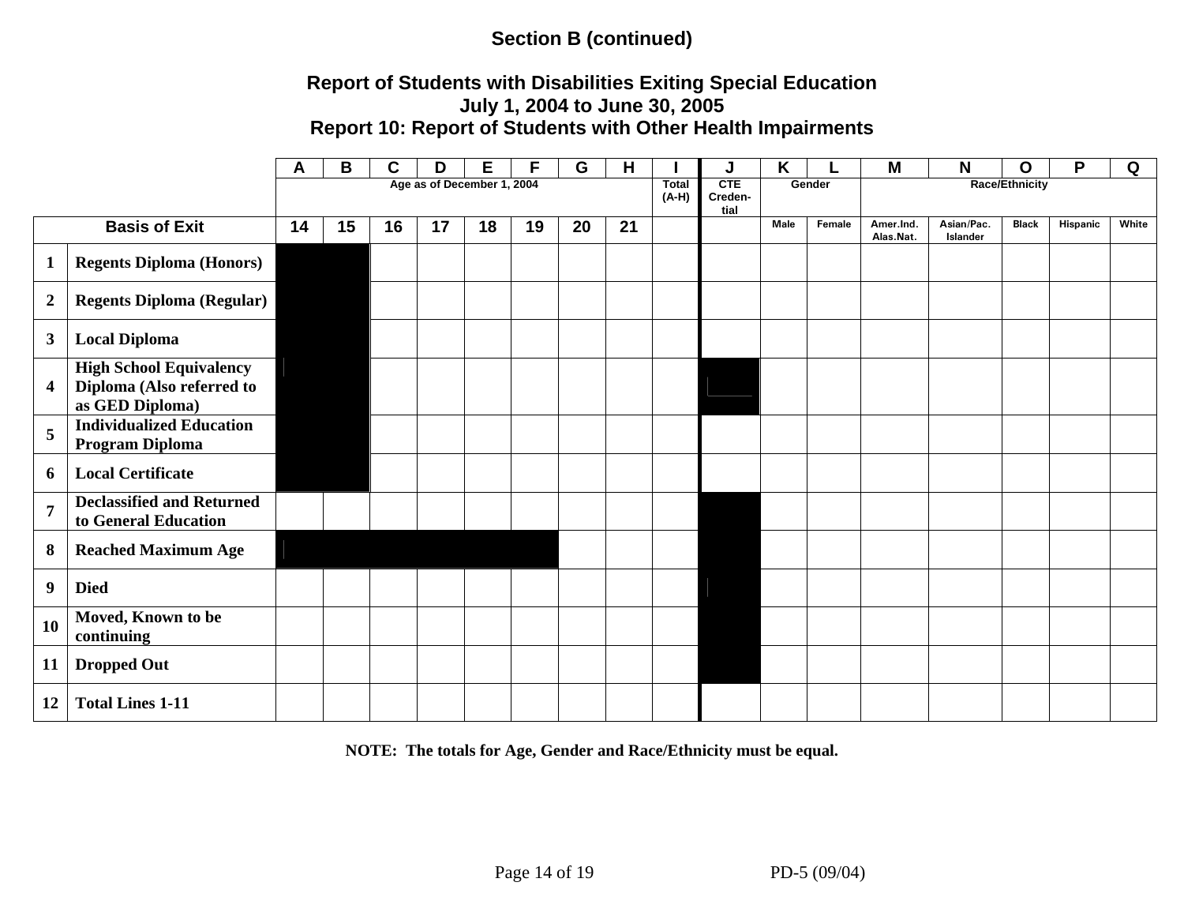**Section B (continued)**

**Report of Students with Disabilities Exiting Special Education**
**July 1, 2004 to June 30, 2005**
**Report 10: Report of Students with Other Health Impairments**

| | | A | B | C | D | E | F | G | H | I | J | K | L | M | N | O | P | Q |
|---|---|---|---|---|---|---|---|---|---|---|---|---|---|---|---|---|---|---|
| | | Age as of December 1, 2004 | | | | | | | | Total (A-H) | CTE Creden-tial | Gender | | Race/Ethnicity | | | | |
| Basis of Exit | | 14 | 15 | 16 | 17 | 18 | 19 | 20 | 21 | | | Male | Female | Amer.Ind. Alas.Nat. | Asian/Pac. Islander | Black | Hispanic | White |
| 1 | Regents Diploma (Honors) | | | | | | | | | | | | | | | | | |
| 2 | Regents Diploma (Regular) | | | | | | | | | | | | | | | | | |
| 3 | Local Diploma | | | | | | | | | | | | | | | | | |
| 4 | High School Equivalency Diploma (Also referred to as GED Diploma) | | | | | | | | | | | | | | | | | |
| 5 | Individualized Education Program Diploma | | | | | | | | | | | | | | | | | |
| 6 | Local Certificate | | | | | | | | | | | | | | | | | |
| 7 | Declassified and Returned to General Education | | | | | | | | | | | | | | | | | |
| 8 | Reached Maximum Age | | | | | | | | | | | | | | | | | |
| 9 | Died | | | | | | | | | | | | | | | | | |
| 10 | Moved, Known to be continuing | | | | | | | | | | | | | | | | | |
| 11 | Dropped Out | | | | | | | | | | | | | | | | | |
| 12 | Total Lines 1-11 | | | | | | | | | | | | | | | | | |

**NOTE: The totals for Age, Gender and Race/Ethnicity must be equal.**

PD-5 (09/04)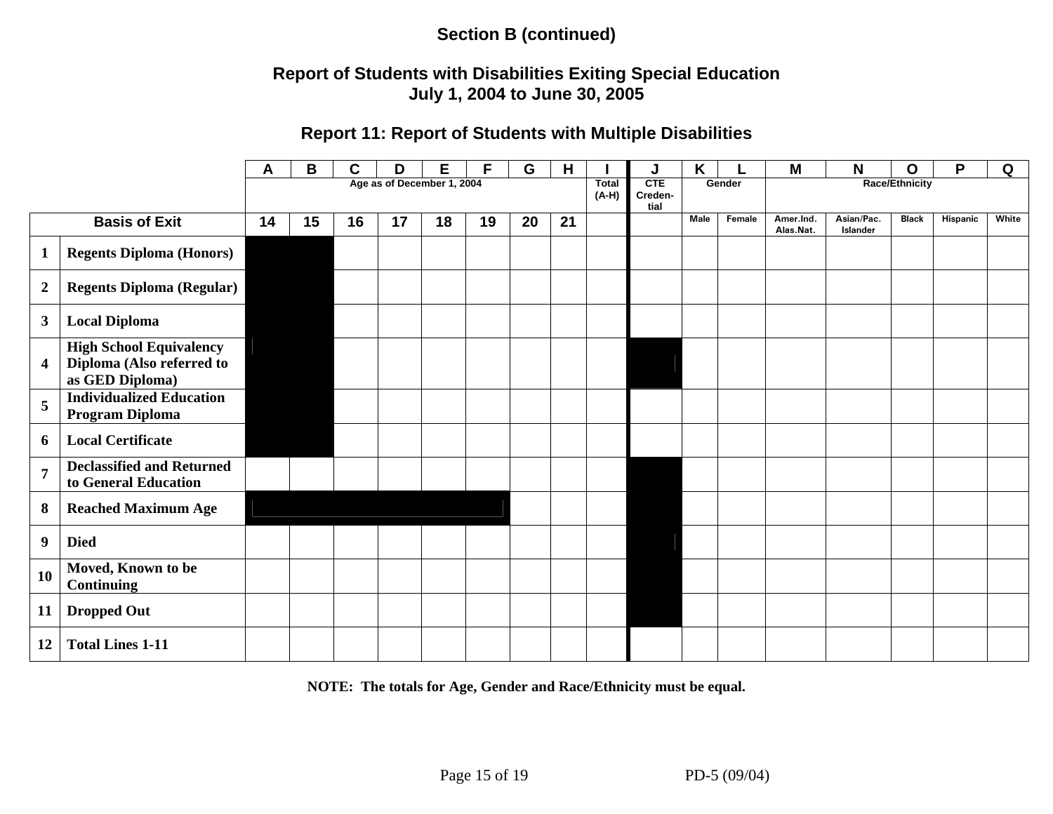**Section B (continued)**

## Report of Students with Disabilities Exiting Special Education
## July 1, 2004 to June 30, 2005

### Report 11: Report of Students with Multiple Disabilities

| | | A | B | C | D | E | F | G | H | I | J | K | L | M | N | O | P | Q |
|---|---|---|---|---|---|---|---|---|---|---|---|---|---|---|---|---|---|---|
| | | Age as of December 1, 2004 | | | | | | | | Total (A-H) | CTE Creden-tial | Gender | | Race/Ethnicity | | | | |
| Basis of Exit | | 14 | 15 | 16 | 17 | 18 | 19 | 20 | 21 | | | Male | Female | Amer.Ind. Alas.Nat. | Asian/Pac. Islander | Black | Hispanic | White |
| 1 | Regents Diploma (Honors) | | | | | | | | | | | | | | | | | |
| 2 | Regents Diploma (Regular) | | | | | | | | | | | | | | | | | |
| 3 | Local Diploma | | | | | | | | | | | | | | | | | |
| 4 | High School Equivalency Diploma (Also referred to as GED Diploma) | | | | | | | | | | | | | | | | | |
| 5 | Individualized Education Program Diploma | | | | | | | | | | | | | | | | | |
| 6 | Local Certificate | | | | | | | | | | | | | | | | | |
| 7 | Declassified and Returned to General Education | | | | | | | | | | | | | | | | | |
| 8 | Reached Maximum Age | | | | | | | | | | | | | | | | | |
| 9 | Died | | | | | | | | | | | | | | | | | |
| 10 | Moved, Known to be Continuing | | | | | | | | | | | | | | | | | |
| 11 | Dropped Out | | | | | | | | | | | | | | | | | |
| 12 | Total Lines 1-11 | | | | | | | | | | | | | | | | | |

**NOTE: The totals for Age, Gender and Race/Ethnicity must be equal.**

PD-5 (09/04)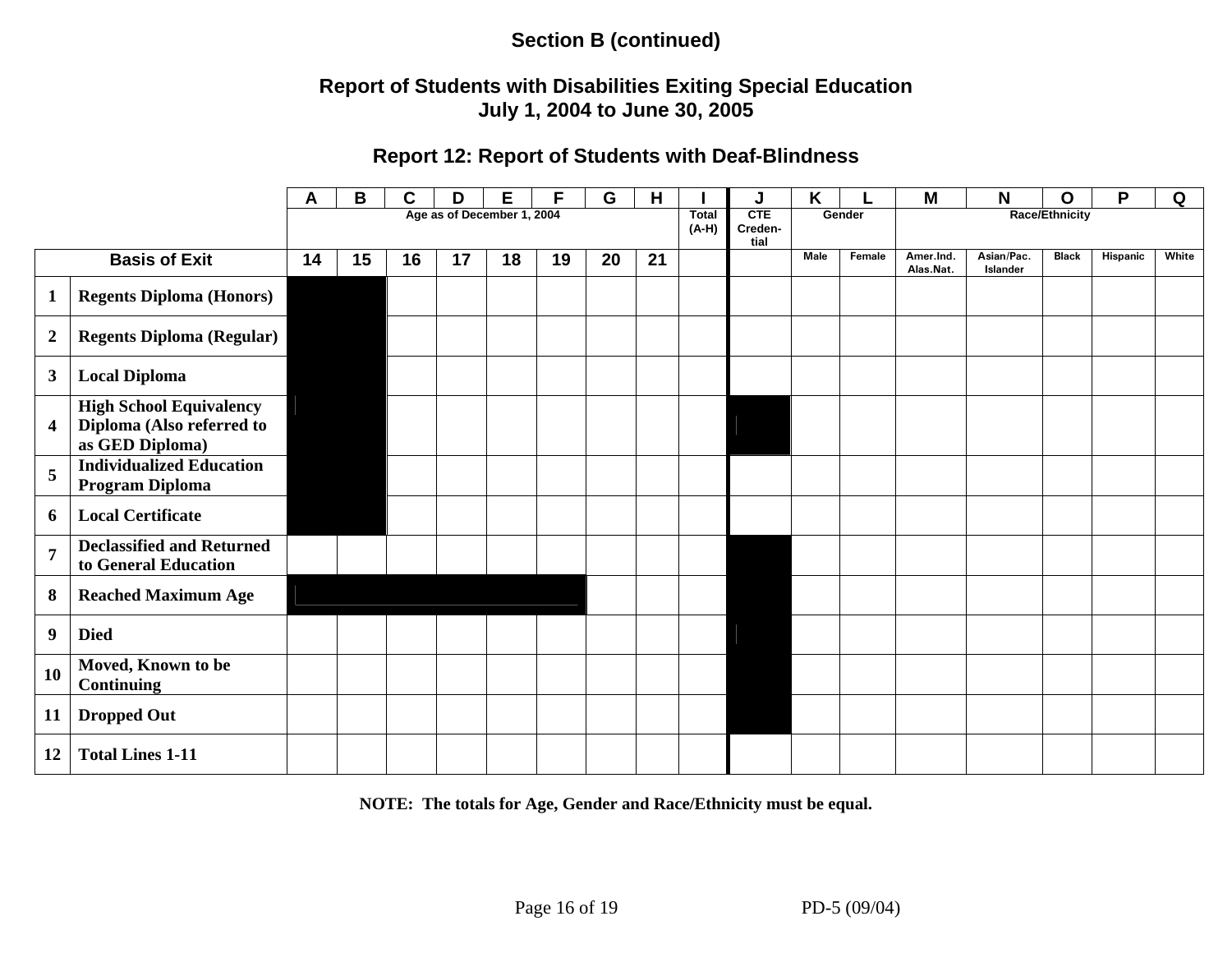## Section B (continued)

## Report of Students with Disabilities Exiting Special Education
## July 1, 2004 to June 30, 2005

### Report 12: Report of Students with Deaf-Blindness

| | | A | B | C | D | E | F | G | H | I | J | K | L | M | N | O | P | Q |
|---|---|---|---|---|---|---|---|---|---|---|---|---|---|---|---|---|---|---|
| | | Age as of December 1, 2004 | | | | | | | | Total (A-H) | CTE Creden-tial | Gender | | Race/Ethnicity | | | | |
| Basis of Exit | | 14 | 15 | 16 | 17 | 18 | 19 | 20 | 21 | | | Male | Female | Amer.Ind. Alas.Nat. | Asian/Pac. Islander | Black | Hispanic | White |
| 1 | Regents Diploma (Honors) | | | | | | | | | | | | | | | | | |
| 2 | Regents Diploma (Regular) | | | | | | | | | | | | | | | | | |
| 3 | Local Diploma | | | | | | | | | | | | | | | | | |
| 4 | High School Equivalency Diploma (Also referred to as GED Diploma) | | | | | | | | | | | | | | | | | |
| 5 | Individualized Education Program Diploma | | | | | | | | | | | | | | | | | |
| 6 | Local Certificate | | | | | | | | | | | | | | | | | |
| 7 | Declassified and Returned to General Education | | | | | | | | | | | | | | | | | |
| 8 | Reached Maximum Age | | | | | | | | | | | | | | | | | |
| 9 | Died | | | | | | | | | | | | | | | | | |
| 10 | Moved, Known to be Continuing | | | | | | | | | | | | | | | | | |
| 11 | Dropped Out | | | | | | | | | | | | | | | | | |
| 12 | Total Lines 1-11 | | | | | | | | | | | | | | | | | |

**NOTE: The totals for Age, Gender and Race/Ethnicity must be equal.**

PD-5 (09/04)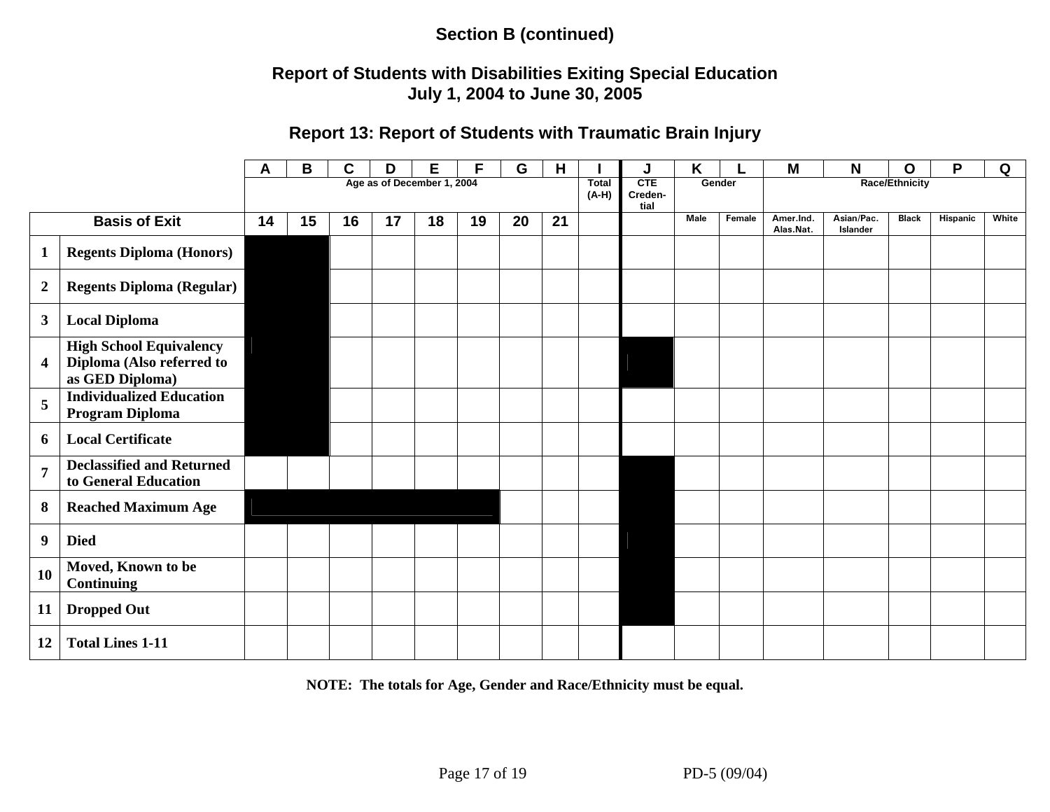## Section B (continued)

## Report of Students with Disabilities Exiting Special Education
## July 1, 2004 to June 30, 2005

### Report 13: Report of Students with Traumatic Brain Injury

| | | A | B | C | D | E | F | G | H | I | J | K | L | M | N | O | P | Q |
|---|---|---|---|---|---|---|---|---|---|---|---|---|---|---|---|---|---|---|
| | | Age as of December 1, 2004 | | | | | | | | Total (A-H) | CTE Creden-tial | Gender | | Race/Ethnicity | | | | |
| Basis of Exit | | 14 | 15 | 16 | 17 | 18 | 19 | 20 | 21 | | | Male | Female | Amer.Ind. Alas.Nat. | Asian/Pac. Islander | Black | Hispanic | White |
| 1 | Regents Diploma (Honors) | | | | | | | | | | | | | | | | | |
| 2 | Regents Diploma (Regular) | | | | | | | | | | | | | | | | | |
| 3 | Local Diploma | | | | | | | | | | | | | | | | | |
| 4 | High School Equivalency Diploma (Also referred to as GED Diploma) | | | | | | | | | | | | | | | | | |
| 5 | Individualized Education Program Diploma | | | | | | | | | | | | | | | | | |
| 6 | Local Certificate | | | | | | | | | | | | | | | | | |
| 7 | Declassified and Returned to General Education | | | | | | | | | | | | | | | | | |
| 8 | Reached Maximum Age | | | | | | | | | | | | | | | | | |
| 9 | Died | | | | | | | | | | | | | | | | | |
| 10 | Moved, Known to be Continuing | | | | | | | | | | | | | | | | | |
| 11 | Dropped Out | | | | | | | | | | | | | | | | | |
| 12 | Total Lines 1-11 | | | | | | | | | | | | | | | | | |

**NOTE: The totals for Age, Gender and Race/Ethnicity must be equal.**

PD-5 (09/04)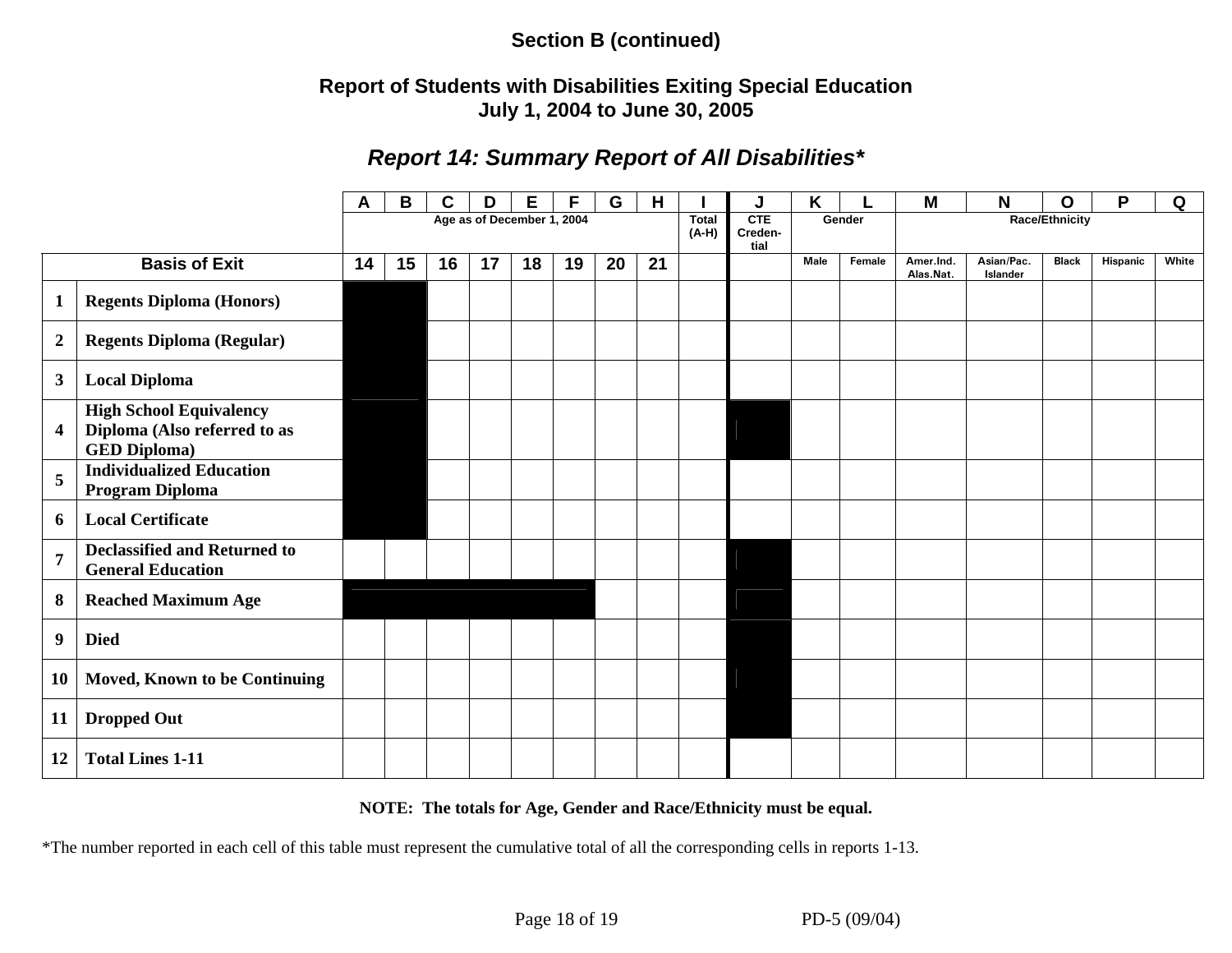**Section B (continued)**

**Report of Students with Disabilities Exiting Special Education**
**July 1, 2004 to June 30, 2005**

## *Report 14: Summary Report of All Disabilities**

| | | A | B | C | D | E | F | G | H | I | J | K | L | M | N | O | P | Q |
|---|---|---|---|---|---|---|---|---|---|---|---|---|---|---|---|---|---|---|
| | | Age as of December 1, 2004 | | | | | | | | Total (A-H) | CTE Creden-tial | Gender | | Race/Ethnicity | | | | |
| **Basis of Exit** | | 14 | 15 | 16 | 17 | 18 | 19 | 20 | 21 | | | Male | Female | Amer.Ind. Alas.Nat. | Asian/Pac. Islander | Black | Hispanic | White |
| 1 | Regents Diploma (Honors) | | | | | | | | | | | | | | | | | |
| 2 | Regents Diploma (Regular) | | | | | | | | | | | | | | | | | |
| 3 | Local Diploma | | | | | | | | | | | | | | | | | |
| 4 | High School Equivalency Diploma (Also referred to as GED Diploma) | | | | | | | | | | | | | | | | | |
| 5 | Individualized Education Program Diploma | | | | | | | | | | | | | | | | | |
| 6 | Local Certificate | | | | | | | | | | | | | | | | | |
| 7 | Declassified and Returned to General Education | | | | | | | | | | | | | | | | | |
| 8 | Reached Maximum Age | | | | | | | | | | | | | | | | | |
| 9 | Died | | | | | | | | | | | | | | | | | |
| 10 | Moved, Known to be Continuing | | | | | | | | | | | | | | | | | |
| 11 | Dropped Out | | | | | | | | | | | | | | | | | |
| 12 | Total Lines 1-11 | | | | | | | | | | | | | | | | | |

**NOTE: The totals for Age, Gender and Race/Ethnicity must be equal.**

*The number reported in each cell of this table must represent the cumulative total of all the corresponding cells in reports 1-13.

PD-5 (09/04)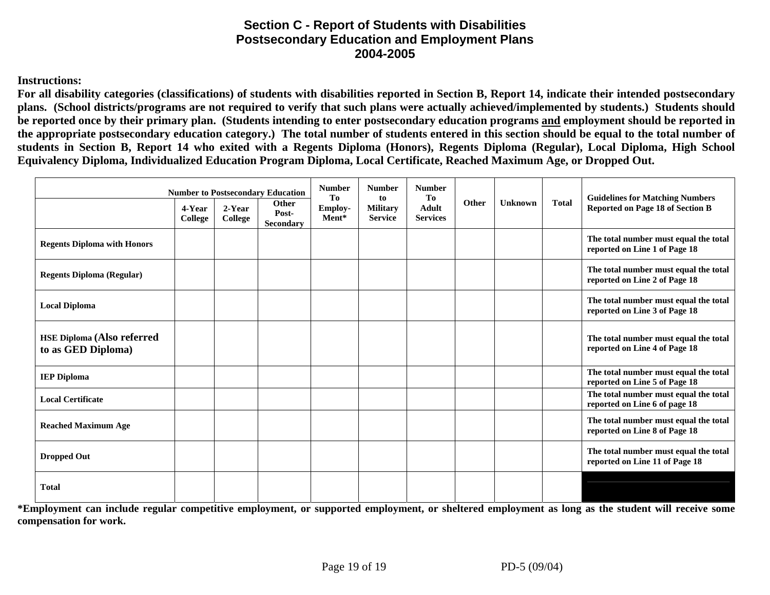# Section C - Report of Students with Disabilities
# Postsecondary Education and Employment Plans
# 2004-2005

**Instructions:**

**For all disability categories (classifications) of students with disabilities reported in Section B, Report 14, indicate their intended postsecondary plans. (School districts/programs are not required to verify that such plans were actually achieved/implemented by students.) Students should be reported once by their primary plan. (Students intending to enter postsecondary education programs and employment should be reported in the appropriate postsecondary education category.) The total number of students entered in this section should be equal to the total number of students in Section B, Report 14 who exited with a Regents Diploma (Honors), Regents Diploma (Regular), Local Diploma, High School Equivalency Diploma, Individualized Education Program Diploma, Local Certificate, Reached Maximum Age, or Dropped Out.**

| | Number to Postsecondary Education | | | Number To Employ-Ment* | Number to Military Service | Number To Adult Services | Other | Unknown | Total | Guidelines for Matching Numbers Reported on Page 18 of Section B |
|---|---|---|---|---|---|---|---|---|---|---|
| | 4-Year College | 2-Year College | Other Post-Secondary | | | | | | | |
| Regents Diploma with Honors | | | | | | | | | | The total number must equal the total reported on Line 1 of Page 18 |
| Regents Diploma (Regular) | | | | | | | | | | The total number must equal the total reported on Line 2 of Page 18 |
| Local Diploma | | | | | | | | | | The total number must equal the total reported on Line 3 of Page 18 |
| HSE Diploma (Also referred to as GED Diploma) | | | | | | | | | | The total number must equal the total reported on Line 4 of Page 18 |
| IEP Diploma | | | | | | | | | | The total number must equal the total reported on Line 5 of Page 18 |
| Local Certificate | | | | | | | | | | The total number must equal the total reported on Line 6 of page 18 |
| Reached Maximum Age | | | | | | | | | | The total number must equal the total reported on Line 8 of Page 18 |
| Dropped Out | | | | | | | | | | The total number must equal the total reported on Line 11 of Page 18 |
| Total | | | | | | | | | | |

**\*Employment can include regular competitive employment, or supported employment, or sheltered employment as long as the student will receive some compensation for work.**

PD-5 (09/04)